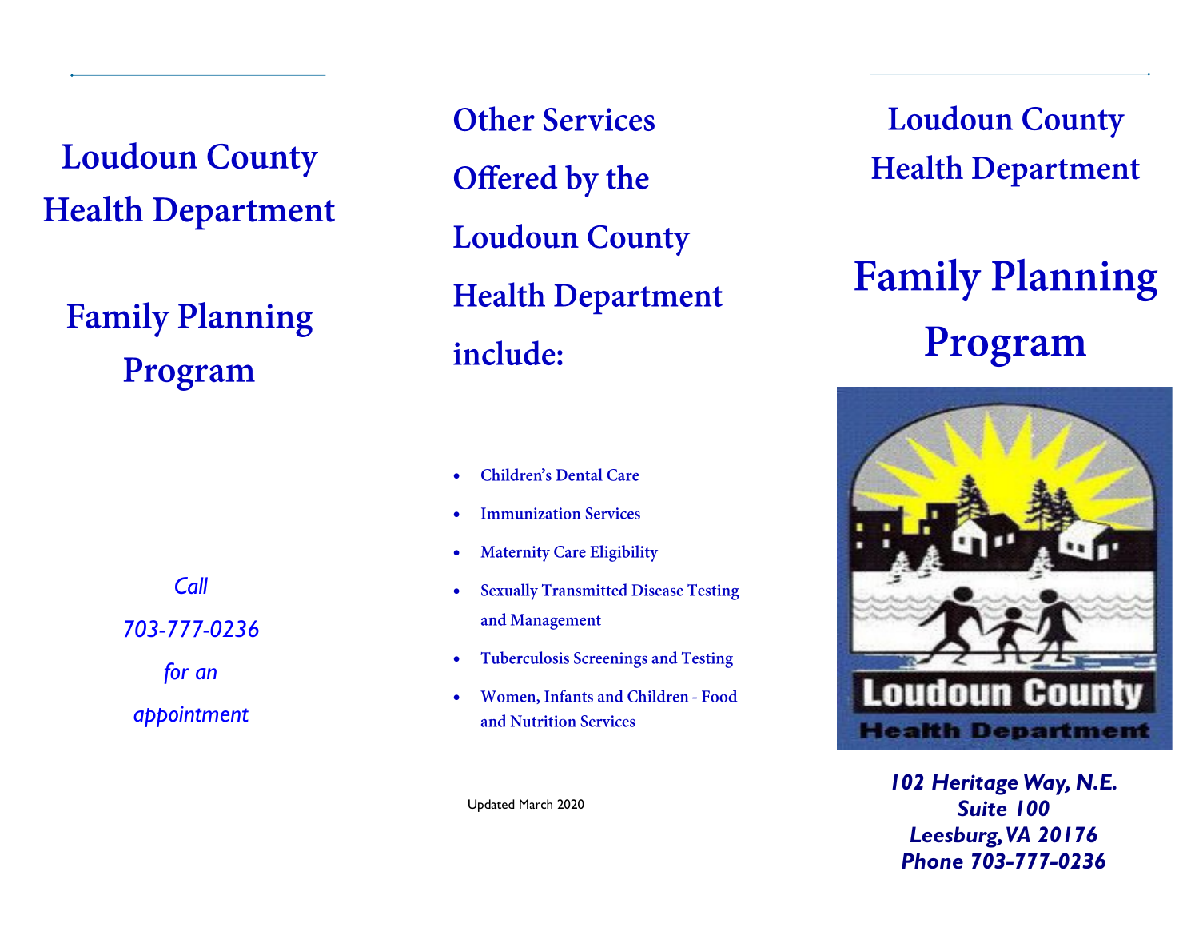# Loudoun County Health Department

## Family Planning Program

*Call*

*703-777-0236*

*for an*

*appointment*

## Other Services Offered by the Loudoun County Health Department include:

- Children's Dental Care
- Immunization Services
- Maternity Care Eligibility
- Sexually Transmitted Disease Testing and Management
- Tuberculosis Screenings and Testing
- Women, Infants and Children - Food and Nutrition Services

Updated March 2020

# Loudoun County Health Department

# Family Planning Program

Loudoun County Health Department

***102 Heritage Way, N.E.***
***Suite 100***
***Leesburg, VA 20176***
***Phone 703-777-0236***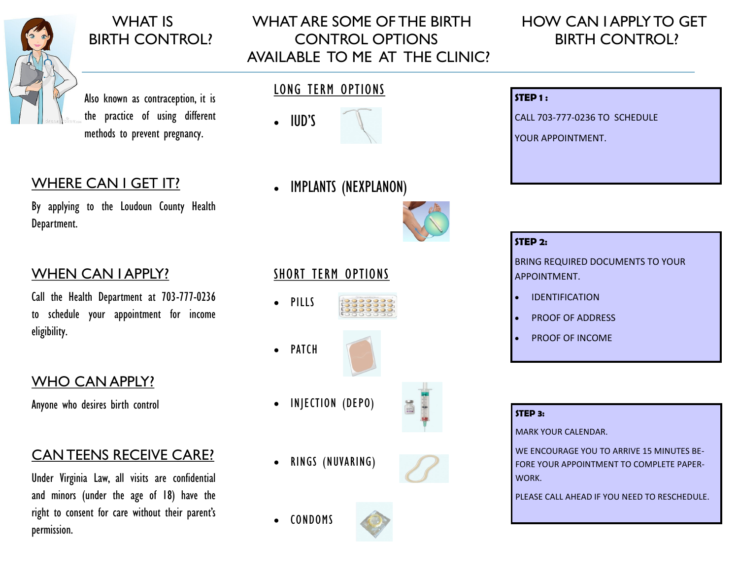# WHAT IS BIRTH CONTROL?

Also known as contraception, it is the practice of using different methods to prevent pregnancy.

## WHERE CAN I GET IT?

By applying to the Loudoun County Health Department.

## WHEN CAN I APPLY?

Call the Health Department at 703-777-0236 to schedule your appointment for income eligibility.

## WHO CAN APPLY?

Anyone who desires birth control

## CAN TEENS RECEIVE CARE?

Under Virginia Law, all visits are confidential and minors (under the age of 18) have the right to consent for care without their parent's permission.

# WHAT ARE SOME OF THE BIRTH CONTROL OPTIONS AVAILABLE TO ME AT THE CLINIC?

## LONG TERM OPTIONS

- IUD'S
- IMPLANTS (NEXPLANON)

## SHORT TERM OPTIONS

- PILLS
- PATCH
- INJECTION (DEPO)
- RINGS (NUVARING)
- CONDOMS

# HOW CAN I APPLY TO GET BIRTH CONTROL?

**STEP 1 :**

CALL 703-777-0236 TO SCHEDULE YOUR APPOINTMENT.

**STEP 2:**

BRING REQUIRED DOCUMENTS TO YOUR APPOINTMENT.

- IDENTIFICATION
- PROOF OF ADDRESS
- PROOF OF INCOME

**STEP 3:**

MARK YOUR CALENDAR.

WE ENCOURAGE YOU TO ARRIVE 15 MINUTES BEFORE YOUR APPOINTMENT TO COMPLETE PAPERWORK.

PLEASE CALL AHEAD IF YOU NEED TO RESCHEDULE.